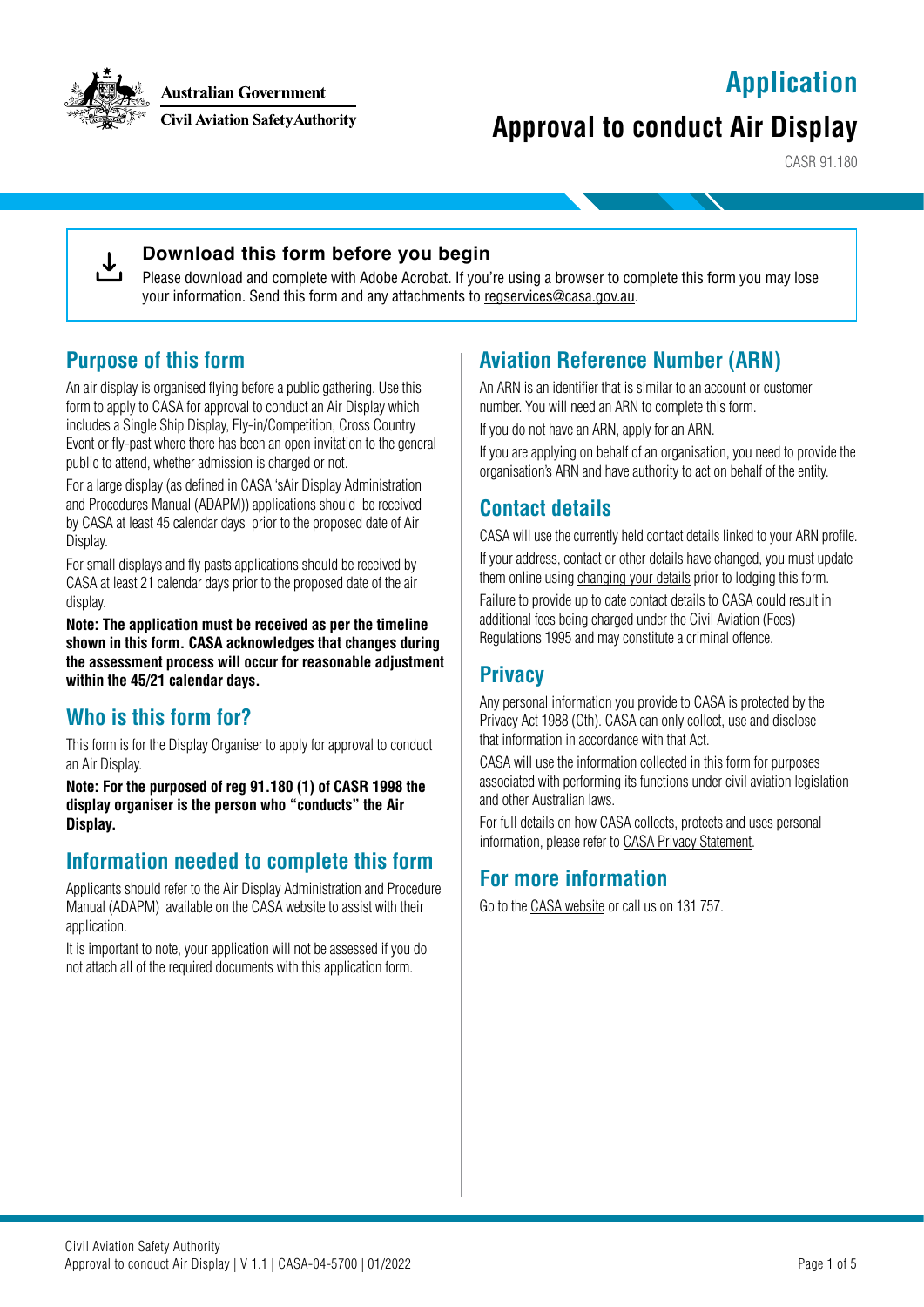Australian Government
Civil Aviation Safety Authority

# Application

# Approval to conduct Air Display

CASR 91.180

### Download this form before you begin

Please download and complete with Adobe Acrobat. If you're using a browser to complete this form you may lose your information. Send this form and any attachments to regservices@casa.gov.au.

## Purpose of this form

An air display is organised flying before a public gathering. Use this form to apply to CASA for approval to conduct an Air Display which includes a Single Ship Display, Fly-in/Competition, Cross Country Event or fly-past where there has been an open invitation to the general public to attend, whether admission is charged or not.

For a large display (as defined in CASA 'sAir Display Administration and Procedures Manual (ADAPM)) applications should be received by CASA at least 45 calendar days prior to the proposed date of Air Display.

For small displays and fly pasts applications should be received by CASA at least 21 calendar days prior to the proposed date of the air display.

**Note: The application must be received as per the timeline shown in this form. CASA acknowledges that changes during the assessment process will occur for reasonable adjustment within the 45/21 calendar days.**

## Who is this form for?

This form is for the Display Organiser to apply for approval to conduct an Air Display.

**Note: For the purposed of reg 91.180 (1) of CASR 1998 the display organiser is the person who "conducts" the Air Display.**

## Information needed to complete this form

Applicants should refer to the Air Display Administration and Procedure Manual (ADAPM) available on the CASA website to assist with their application.

It is important to note, your application will not be assessed if you do not attach all of the required documents with this application form.

## Aviation Reference Number (ARN)

An ARN is an identifier that is similar to an account or customer number. You will need an ARN to complete this form.

If you do not have an ARN, apply for an ARN.

If you are applying on behalf of an organisation, you need to provide the organisation's ARN and have authority to act on behalf of the entity.

## Contact details

CASA will use the currently held contact details linked to your ARN profile.

If your address, contact or other details have changed, you must update them online using changing your details prior to lodging this form.

Failure to provide up to date contact details to CASA could result in additional fees being charged under the Civil Aviation (Fees) Regulations 1995 and may constitute a criminal offence.

## Privacy

Any personal information you provide to CASA is protected by the Privacy Act 1988 (Cth). CASA can only collect, use and disclose that information in accordance with that Act.

CASA will use the information collected in this form for purposes associated with performing its functions under civil aviation legislation and other Australian laws.

For full details on how CASA collects, protects and uses personal information, please refer to CASA Privacy Statement.

## For more information

Go to the CASA website or call us on 131 757.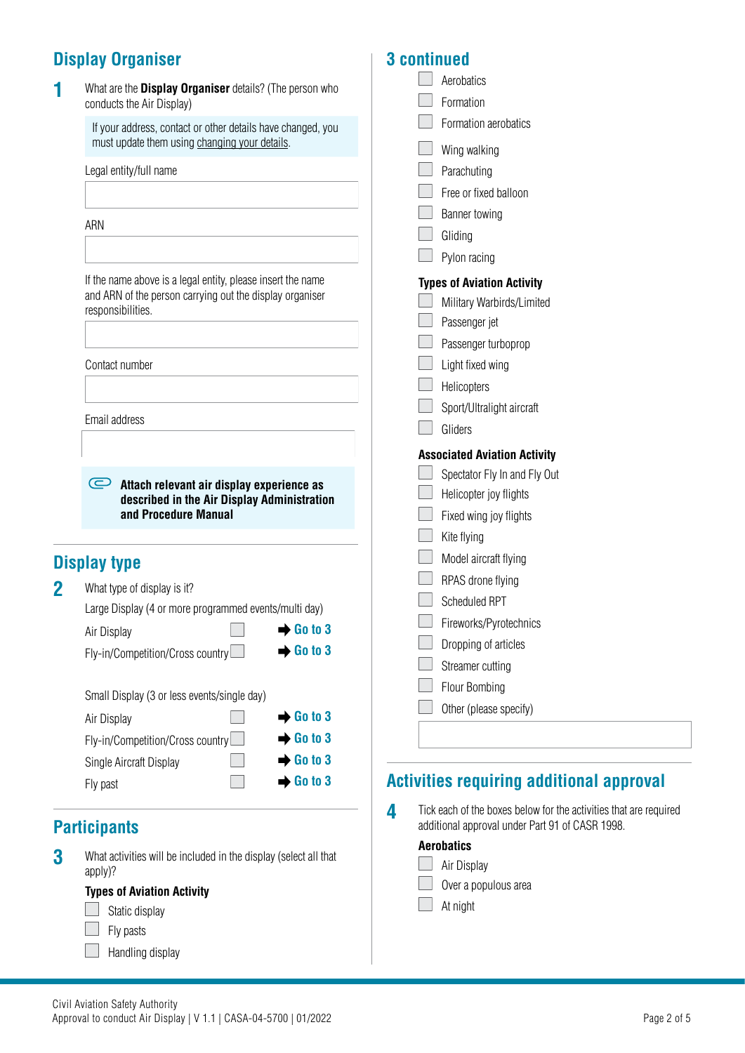## Display Organiser

**1** What are the **Display Organiser** details? (The person who conducts the Air Display)

If your address, contact or other details have changed, you must update them using changing your details.

Legal entity/full name

ARN

If the name above is a legal entity, please insert the name and ARN of the person carrying out the display organiser responsibilities.

Contact number

Email address

**Attach relevant air display experience as described in the Air Display Administration and Procedure Manual**

## Display type

**2** What type of display is it?

Large Display (4 or more programmed events/multi day)

- ☐ Air Display ➡ **Go to 3**
- ☐ Fly-in/Competition/Cross country ➡ **Go to 3**

Small Display (3 or less events/single day)

- ☐ Air Display ➡ **Go to 3**
- ☐ Fly-in/Competition/Cross country ➡ **Go to 3**
- ☐ Single Aircraft Display ➡ **Go to 3**
- ☐ Fly past ➡ **Go to 3**

## Participants

**3** What activities will be included in the display (select all that apply)?

**Types of Aviation Activity**

- ☐ Static display
- ☐ Fly pasts
- ☐ Handling display

## 3 continued

- ☐ Aerobatics
- ☐ Formation
- ☐ Formation aerobatics
- ☐ Wing walking
- ☐ Parachuting
- ☐ Free or fixed balloon
- ☐ Banner towing
- ☐ Gliding
- ☐ Pylon racing

**Types of Aviation Activity**

- ☐ Military Warbirds/Limited
- ☐ Passenger jet
- ☐ Passenger turboprop
- ☐ Light fixed wing
- ☐ Helicopters
- ☐ Sport/Ultralight aircraft
- ☐ Gliders

**Associated Aviation Activity**

- ☐ Spectator Fly In and Fly Out
- ☐ Helicopter joy flights
- ☐ Fixed wing joy flights
- ☐ Kite flying
- ☐ Model aircraft flying
- ☐ RPAS drone flying
- ☐ Scheduled RPT
- ☐ Fireworks/Pyrotechnics
- ☐ Dropping of articles
- ☐ Streamer cutting
- ☐ Flour Bombing
- ☐ Other (please specify)

## Activities requiring additional approval

**4** Tick each of the boxes below for the activities that are required additional approval under Part 91 of CASR 1998.

**Aerobatics**

- ☐ Air Display
- ☐ Over a populous area
- ☐ At night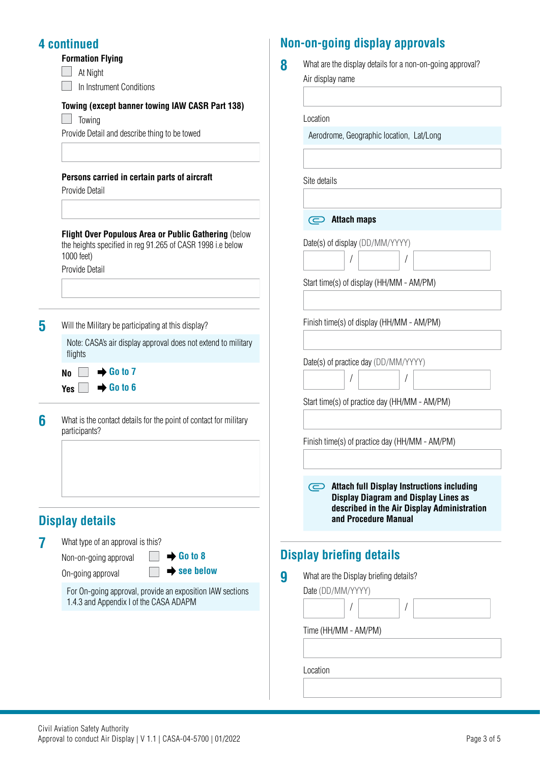## 4 continued

**Formation Flying**

- ☐ At Night
- ☐ In Instrument Conditions

**Towing (except banner towing IAW CASR Part 138)**

- ☐ Towing

Provide Detail and describe thing to be towed

**Persons carried in certain parts of aircraft**

Provide Detail

**Flight Over Populous Area or Public Gathering** (below the heights specified in reg 91.265 of CASR 1998 i.e below 1000 feet)

Provide Detail

**5** Will the Military be participating at this display?

Note: CASA's air display approval does not extend to military flights

- **No** ☐ ➡ **Go to 7**
- **Yes** ☐ ➡ **Go to 6**

**6** What is the contact details for the point of contact for military participants?

## Display details

**7** What type of an approval is this?

- Non-on-going approval ☐ ➡ **Go to 8**
- On-going approval ☐ ➡ **see below**

For On-going approval, provide an exposition IAW sections 1.4.3 and Appendix I of the CASA ADAPM

## Non-on-going display approvals

**8** What are the display details for a non-on-going approval?

Air display name

Location

Aerodrome, Geographic location, Lat/Long

Site details

**Attach maps**

Date(s) of display (DD/MM/YYYY)

/ /

Start time(s) of display (HH/MM - AM/PM)

Finish time(s) of display (HH/MM - AM/PM)

Date(s) of practice day (DD/MM/YYYY)

/ /

Start time(s) of practice day (HH/MM - AM/PM)

Finish time(s) of practice day (HH/MM - AM/PM)

**Attach full Display Instructions including Display Diagram and Display Lines as described in the Air Display Administration and Procedure Manual**

## Display briefing details

**9** What are the Display briefing details?

Date (DD/MM/YYYY)

/ /

Time (HH/MM - AM/PM)

Location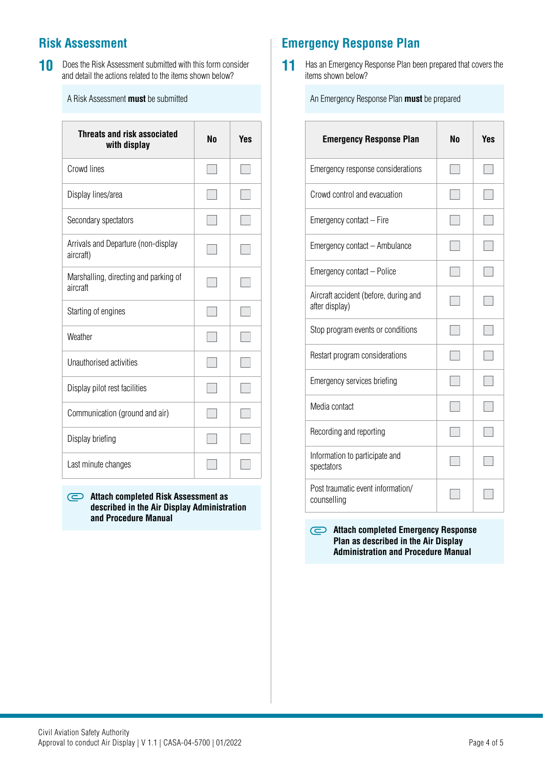## Risk Assessment

**10** Does the Risk Assessment submitted with this form consider and detail the actions related to the items shown below?

A Risk Assessment **must** be submitted

| Threats and risk associated with display | No | Yes |
|---|---|---|
| Crowd lines | ☐ | ☐ |
| Display lines/area | ☐ | ☐ |
| Secondary spectators | ☐ | ☐ |
| Arrivals and Departure (non-display aircraft) | ☐ | ☐ |
| Marshalling, directing and parking of aircraft | ☐ | ☐ |
| Starting of engines | ☐ | ☐ |
| Weather | ☐ | ☐ |
| Unauthorised activities | ☐ | ☐ |
| Display pilot rest facilities | ☐ | ☐ |
| Communication (ground and air) | ☐ | ☐ |
| Display briefing | ☐ | ☐ |
| Last minute changes | ☐ | ☐ |

**Attach completed Risk Assessment as described in the Air Display Administration and Procedure Manual**

## Emergency Response Plan

**11** Has an Emergency Response Plan been prepared that covers the items shown below?

An Emergency Response Plan **must** be prepared

| Emergency Response Plan | No | Yes |
|---|---|---|
| Emergency response considerations | ☐ | ☐ |
| Crowd control and evacuation | ☐ | ☐ |
| Emergency contact – Fire | ☐ | ☐ |
| Emergency contact – Ambulance | ☐ | ☐ |
| Emergency contact – Police | ☐ | ☐ |
| Aircraft accident (before, during and after display) | ☐ | ☐ |
| Stop program events or conditions | ☐ | ☐ |
| Restart program considerations | ☐ | ☐ |
| Emergency services briefing | ☐ | ☐ |
| Media contact | ☐ | ☐ |
| Recording and reporting | ☐ | ☐ |
| Information to participate and spectators | ☐ | ☐ |
| Post traumatic event information/ counselling | ☐ | ☐ |

**Attach completed Emergency Response Plan as described in the Air Display Administration and Procedure Manual**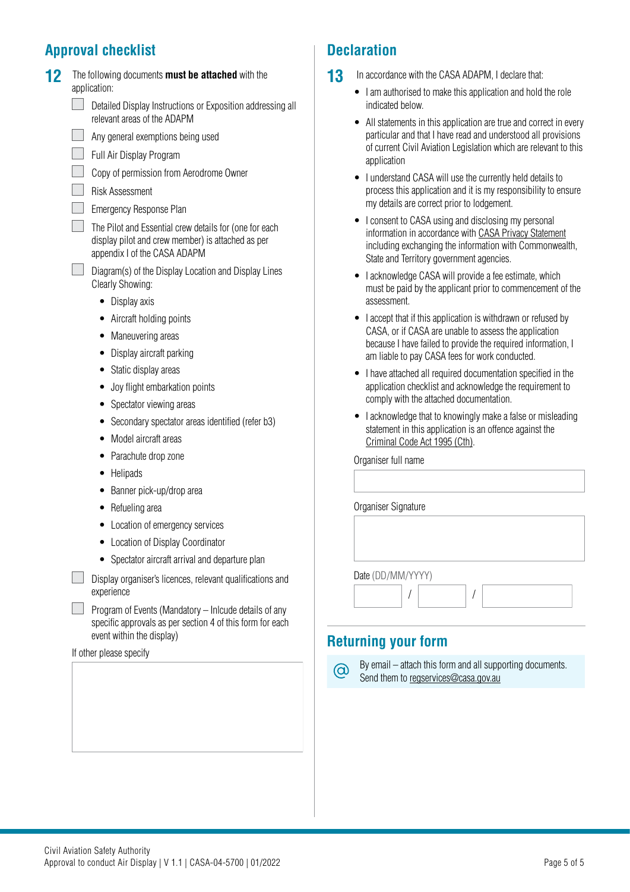## Approval checklist

**12** The following documents **must be attached** with the application:

- [ ] Detailed Display Instructions or Exposition addressing all relevant areas of the ADAPM
- [ ] Any general exemptions being used
- [ ] Full Air Display Program
- [ ] Copy of permission from Aerodrome Owner
- [ ] Risk Assessment
- [ ] Emergency Response Plan
- [ ] The Pilot and Essential crew details for (one for each display pilot and crew member) is attached as per appendix I of the CASA ADAPM
- [ ] Diagram(s) of the Display Location and Display Lines Clearly Showing:
  - Display axis
  - Aircraft holding points
  - Maneuvering areas
  - Display aircraft parking
  - Static display areas
  - Joy flight embarkation points
  - Spectator viewing areas
  - Secondary spectator areas identified (refer b3)
  - Model aircraft areas
  - Parachute drop zone
  - Helipads
  - Banner pick-up/drop area
  - Refueling area
  - Location of emergency services
  - Location of Display Coordinator
  - Spectator aircraft arrival and departure plan
- [ ] Display organiser's licences, relevant qualifications and experience
- [ ] Program of Events (Mandatory – Inlcude details of any specific approvals as per section 4 of this form for each event within the display)

If other please specify

______________________________

## Declaration

**13** In accordance with the CASA ADAPM, I declare that:

- I am authorised to make this application and hold the role indicated below.
- All statements in this application are true and correct in every particular and that I have read and understood all provisions of current Civil Aviation Legislation which are relevant to this application
- I understand CASA will use the currently held details to process this application and it is my responsibility to ensure my details are correct prior to lodgement.
- I consent to CASA using and disclosing my personal information in accordance with CASA Privacy Statement including exchanging the information with Commonwealth, State and Territory government agencies.
- I acknowledge CASA will provide a fee estimate, which must be paid by the applicant prior to commencement of the assessment.
- I accept that if this application is withdrawn or refused by CASA, or if CASA are unable to assess the application because I have failed to provide the required information, I am liable to pay CASA fees for work conducted.
- I have attached all required documentation specified in the application checklist and acknowledge the requirement to comply with the attached documentation.
- I acknowledge that to knowingly make a false or misleading statement in this application is an offence against the Criminal Code Act 1995 (Cth).

Organiser full name

______________________________

Organiser Signature

______________________________

Date (DD/MM/YYYY)

_____ / _____ / __________

## Returning your form

By email – attach this form and all supporting documents. Send them to regservices@casa.gov.au